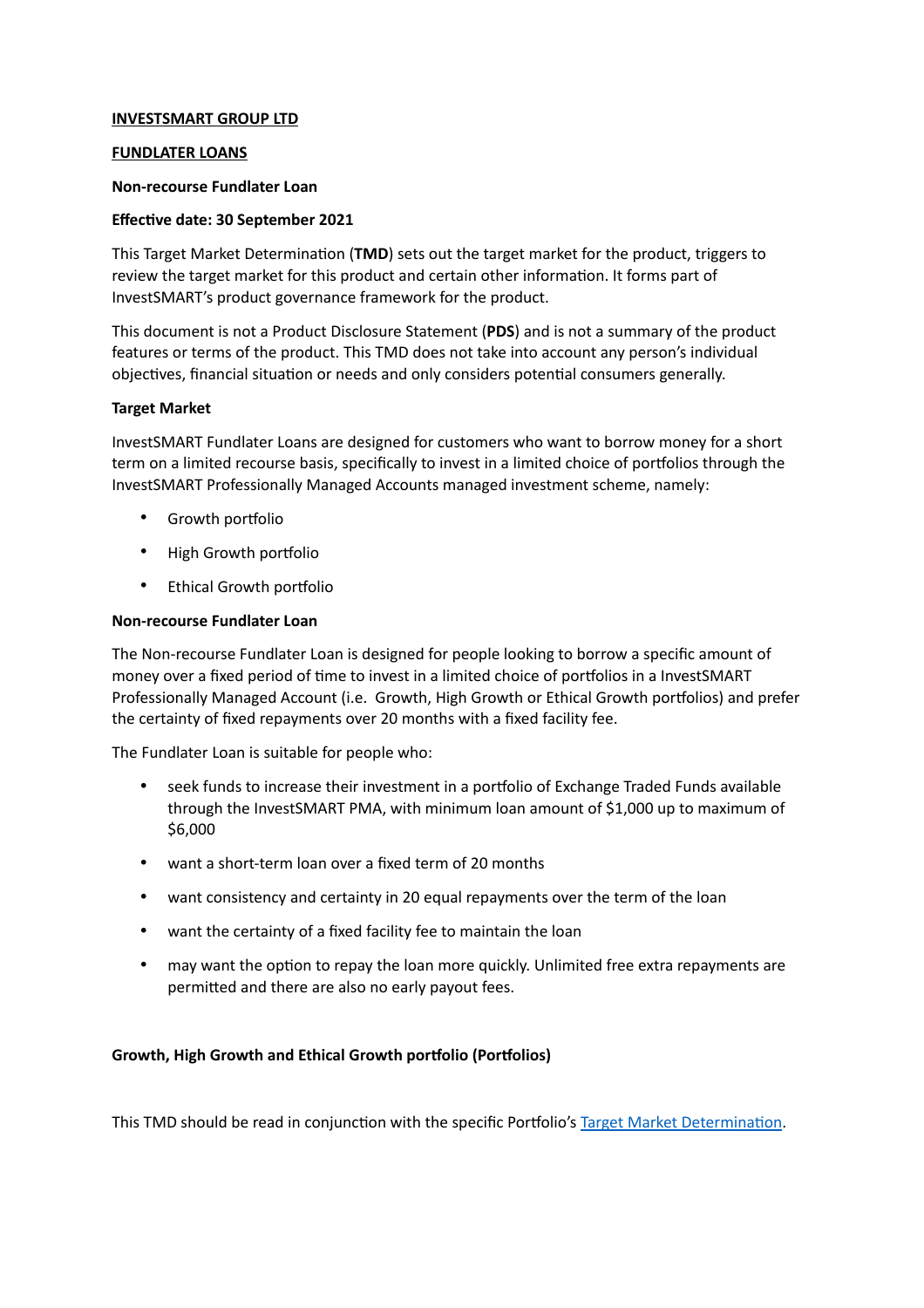**INVESTSMART GROUP LTD**

**FUNDLATER LOANS**

**Non-recourse Fundlater Loan**

**Effective date: 30 September 2021**

This Target Market Determination (**TMD**) sets out the target market for the product, triggers to review the target market for this product and certain other information. It forms part of InvestSMART's product governance framework for the product.

This document is not a Product Disclosure Statement (**PDS**) and is not a summary of the product features or terms of the product. This TMD does not take into account any person's individual objectives, financial situation or needs and only considers potential consumers generally.

**Target Market**

InvestSMART Fundlater Loans are designed for customers who want to borrow money for a short term on a limited recourse basis, specifically to invest in a limited choice of portfolios through the InvestSMART Professionally Managed Accounts managed investment scheme, namely:

- Growth portfolio
- High Growth portfolio
- Ethical Growth portfolio

**Non-recourse Fundlater Loan**

The Non-recourse Fundlater Loan is designed for people looking to borrow a specific amount of money over a fixed period of time to invest in a limited choice of portfolios in a InvestSMART Professionally Managed Account (i.e. Growth, High Growth or Ethical Growth portfolios) and prefer the certainty of fixed repayments over 20 months with a fixed facility fee.

The Fundlater Loan is suitable for people who:

- seek funds to increase their investment in a portfolio of Exchange Traded Funds available through the InvestSMART PMA, with minimum loan amount of $1,000 up to maximum of $6,000
- want a short-term loan over a fixed term of 20 months
- want consistency and certainty in 20 equal repayments over the term of the loan
- want the certainty of a fixed facility fee to maintain the loan
- may want the option to repay the loan more quickly. Unlimited free extra repayments are permitted and there are also no early payout fees.

**Growth, High Growth and Ethical Growth portfolio (Portfolios)**

This TMD should be read in conjunction with the specific Portfolio's [Target Market Determination](#).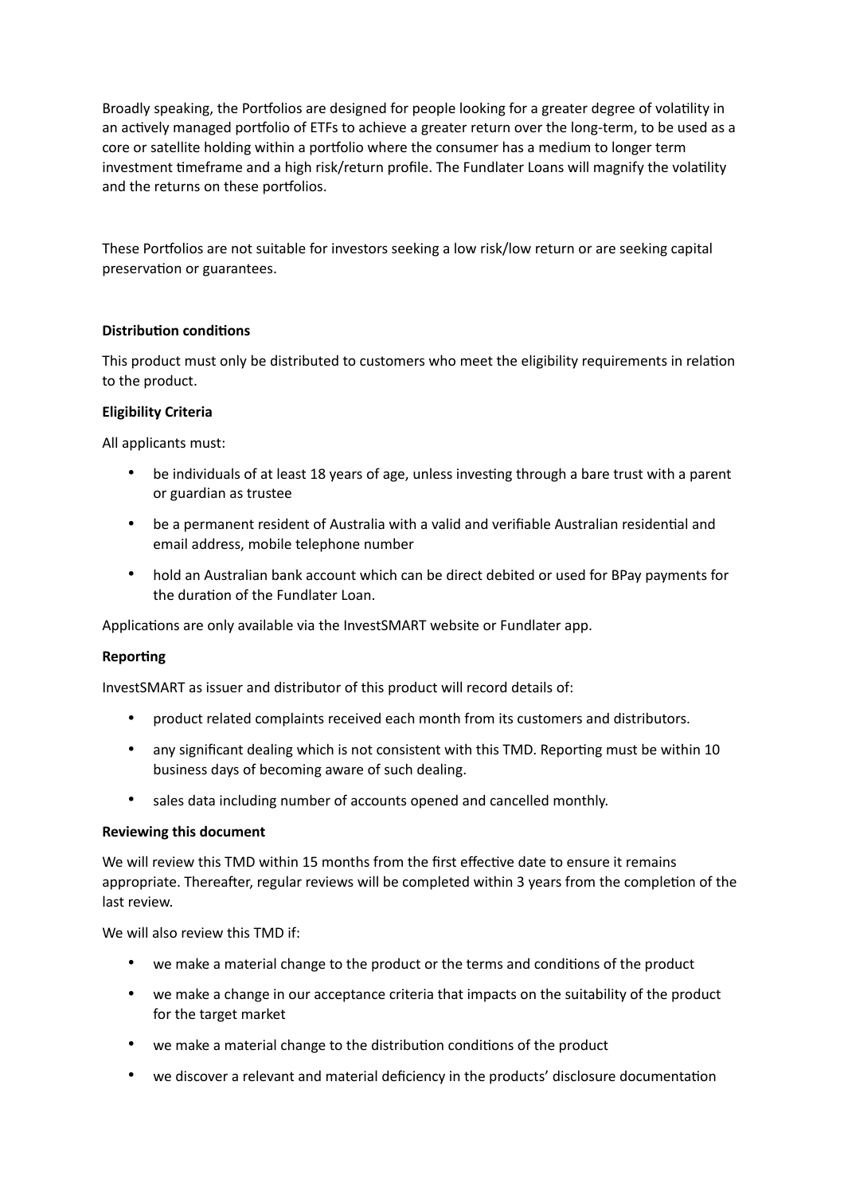Broadly speaking, the Portfolios are designed for people looking for a greater degree of volatility in an actively managed portfolio of ETFs to achieve a greater return over the long-term, to be used as a core or satellite holding within a portfolio where the consumer has a medium to longer term investment timeframe and a high risk/return profile. The Fundlater Loans will magnify the volatility and the returns on these portfolios.

These Portfolios are not suitable for investors seeking a low risk/low return or are seeking capital preservation or guarantees.

**Distribution conditions**

This product must only be distributed to customers who meet the eligibility requirements in relation to the product.

**Eligibility Criteria**

All applicants must:

- be individuals of at least 18 years of age, unless investing through a bare trust with a parent or guardian as trustee
- be a permanent resident of Australia with a valid and verifiable Australian residential and email address, mobile telephone number
- hold an Australian bank account which can be direct debited or used for BPay payments for the duration of the Fundlater Loan.

Applications are only available via the InvestSMART website or Fundlater app.

**Reporting**

InvestSMART as issuer and distributor of this product will record details of:

- product related complaints received each month from its customers and distributors.
- any significant dealing which is not consistent with this TMD. Reporting must be within 10 business days of becoming aware of such dealing.
- sales data including number of accounts opened and cancelled monthly.

**Reviewing this document**

We will review this TMD within 15 months from the first effective date to ensure it remains appropriate. Thereafter, regular reviews will be completed within 3 years from the completion of the last review.

We will also review this TMD if:

- we make a material change to the product or the terms and conditions of the product
- we make a change in our acceptance criteria that impacts on the suitability of the product for the target market
- we make a material change to the distribution conditions of the product
- we discover a relevant and material deficiency in the products' disclosure documentation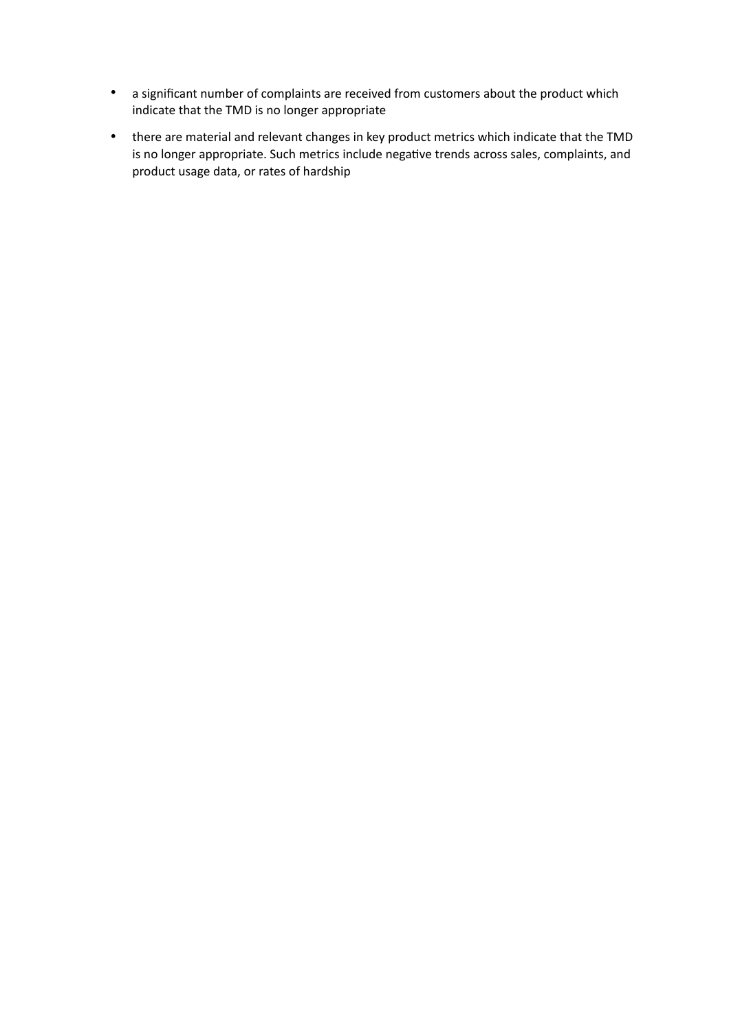- a significant number of complaints are received from customers about the product which indicate that the TMD is no longer appropriate
- there are material and relevant changes in key product metrics which indicate that the TMD is no longer appropriate. Such metrics include negative trends across sales, complaints, and product usage data, or rates of hardship